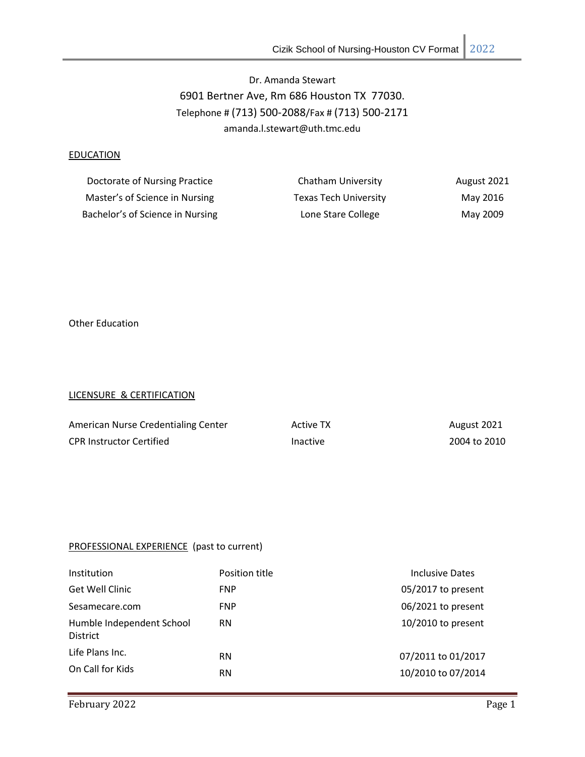Dr. Amanda Stewart

6901 Bertner Ave, Rm 686 Houston TX 77030.

Telephone # (713) 500-2088/Fax # (713) 500-2171

amanda.l.stewart@uth.tmc.edu

## EDUCATION

| | | |
|---|---|---|
| Doctorate of Nursing Practice | Chatham University | August 2021 |
| Master's of Science in Nursing | Texas Tech University | May 2016 |
| Bachelor's of Science in Nursing | Lone Stare College | May 2009 |

Other Education

## LICENSURE & CERTIFICATION

| | | |
|---|---|---|
| American Nurse Credentialing Center | Active TX | August 2021 |
| CPR Instructor Certified | Inactive | 2004 to 2010 |

## PROFESSIONAL EXPERIENCE (past to current)

| Institution | Position title | Inclusive Dates |
|---|---|---|
| Get Well Clinic | FNP | 05/2017 to present |
| Sesamecare.com | FNP | 06/2021 to present |
| Humble Independent School District | RN | 10/2010 to present |
| Life Plans Inc. | RN | 07/2011 to 01/2017 |
| On Call for Kids | RN | 10/2010 to 07/2014 |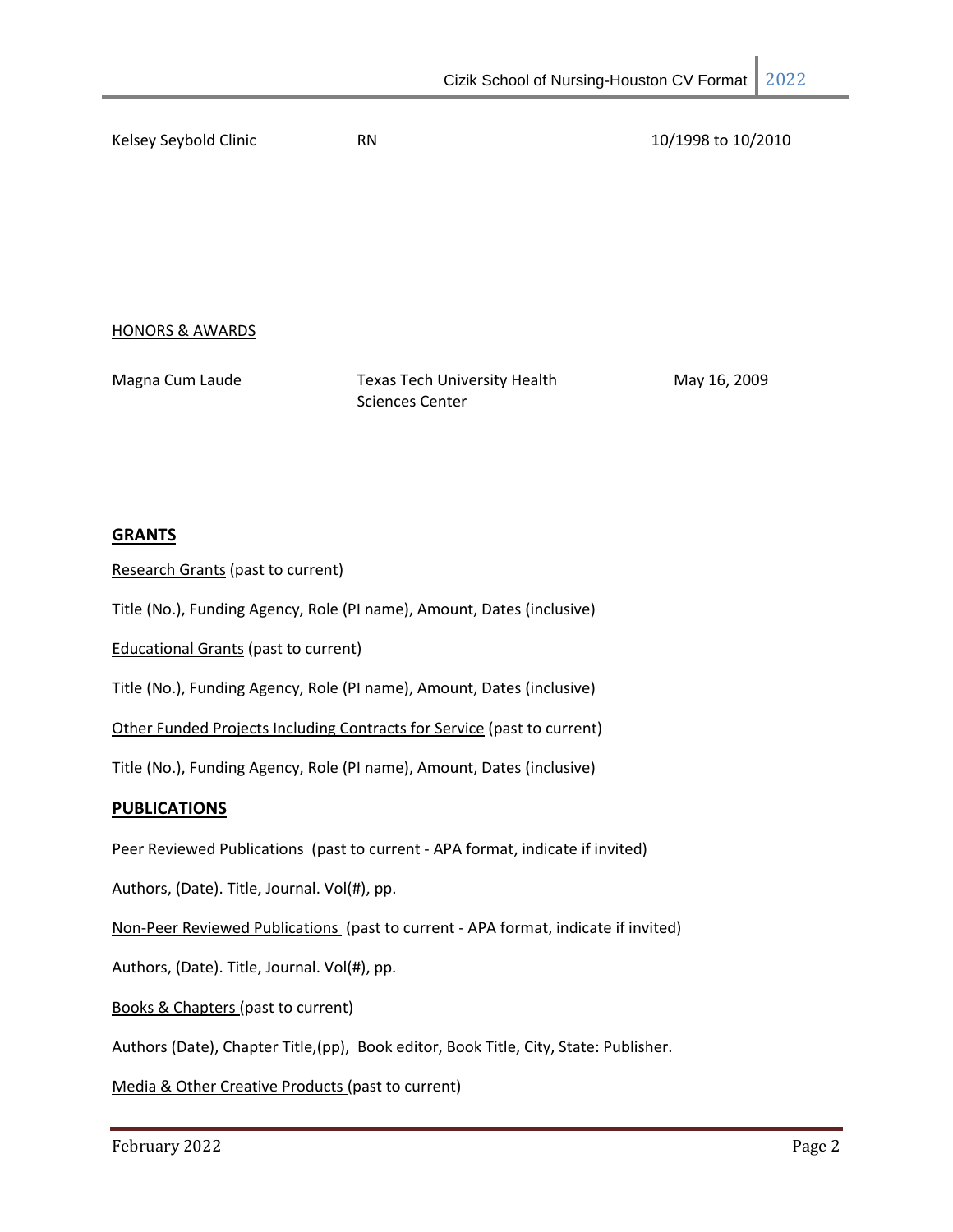| Kelsey Seybold Clinic | RN | 10/1998 to 10/2010 |
|---|---|---|

HONORS & AWARDS

| Magna Cum Laude | Texas Tech University Health Sciences Center | May 16, 2009 |
|---|---|---|

## GRANTS

Research Grants (past to current)

Title (No.), Funding Agency, Role (PI name), Amount, Dates (inclusive)

Educational Grants (past to current)

Title (No.), Funding Agency, Role (PI name), Amount, Dates (inclusive)

Other Funded Projects Including Contracts for Service (past to current)

Title (No.), Funding Agency, Role (PI name), Amount, Dates (inclusive)

## PUBLICATIONS

Peer Reviewed Publications (past to current - APA format, indicate if invited)

Authors, (Date). Title, Journal. Vol(#), pp.

Non-Peer Reviewed Publications (past to current - APA format, indicate if invited)

Authors, (Date). Title, Journal. Vol(#), pp.

Books & Chapters (past to current)

Authors (Date), Chapter Title,(pp), Book editor, Book Title, City, State: Publisher.

Media & Other Creative Products (past to current)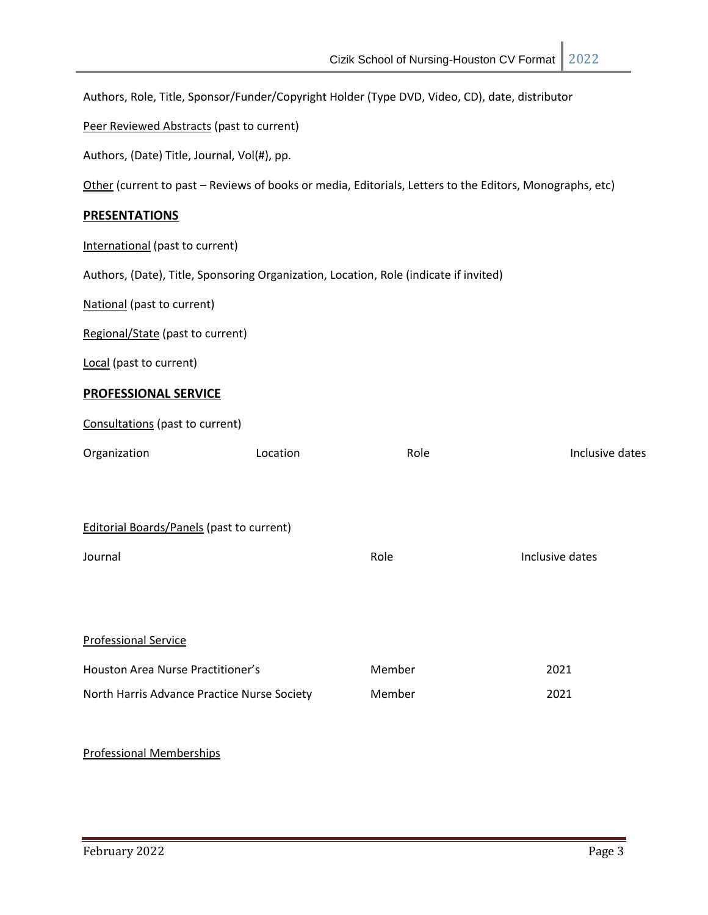Authors, Role, Title, Sponsor/Funder/Copyright Holder (Type DVD, Video, CD), date, distributor

Peer Reviewed Abstracts (past to current)

Authors, (Date) Title, Journal, Vol(#), pp.

Other (current to past – Reviews of books or media, Editorials, Letters to the Editors, Monographs, etc)

## PRESENTATIONS

International (past to current)

Authors, (Date), Title, Sponsoring Organization, Location, Role (indicate if invited)

National (past to current)

Regional/State (past to current)

Local (past to current)

## PROFESSIONAL SERVICE

Consultations (past to current)

| Organization | Location | Role | Inclusive dates |
| --- | --- | --- | --- |

Editorial Boards/Panels (past to current)

| Journal | Role | Inclusive dates |
| --- | --- | --- |

Professional Service

| | | |
| --- | --- | --- |
| Houston Area Nurse Practitioner's | Member | 2021 |
| North Harris Advance Practice Nurse Society | Member | 2021 |

Professional Memberships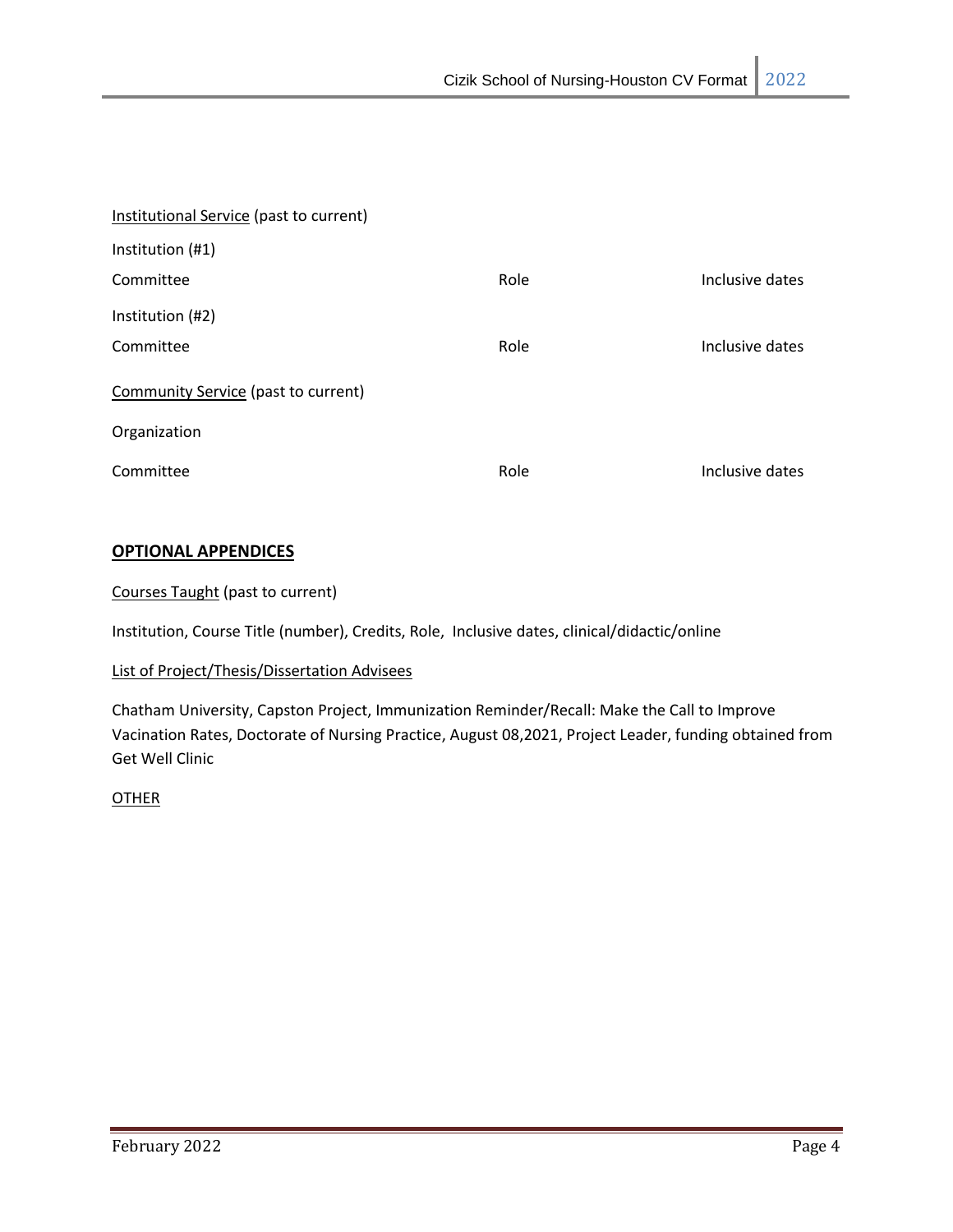Institutional Service (past to current)

Institution (#1)

| | | |
|---|---|---|
| Committee | Role | Inclusive dates |

Institution (#2)

| | | |
|---|---|---|
| Committee | Role | Inclusive dates |

Community Service (past to current)

Organization

| | | |
|---|---|---|
| Committee | Role | Inclusive dates |

## OPTIONAL APPENDICES

Courses Taught (past to current)

Institution, Course Title (number), Credits, Role, Inclusive dates, clinical/didactic/online

List of Project/Thesis/Dissertation Advisees

Chatham University, Capston Project, Immunization Reminder/Recall: Make the Call to Improve Vacination Rates, Doctorate of Nursing Practice, August 08,2021, Project Leader, funding obtained from Get Well Clinic

OTHER